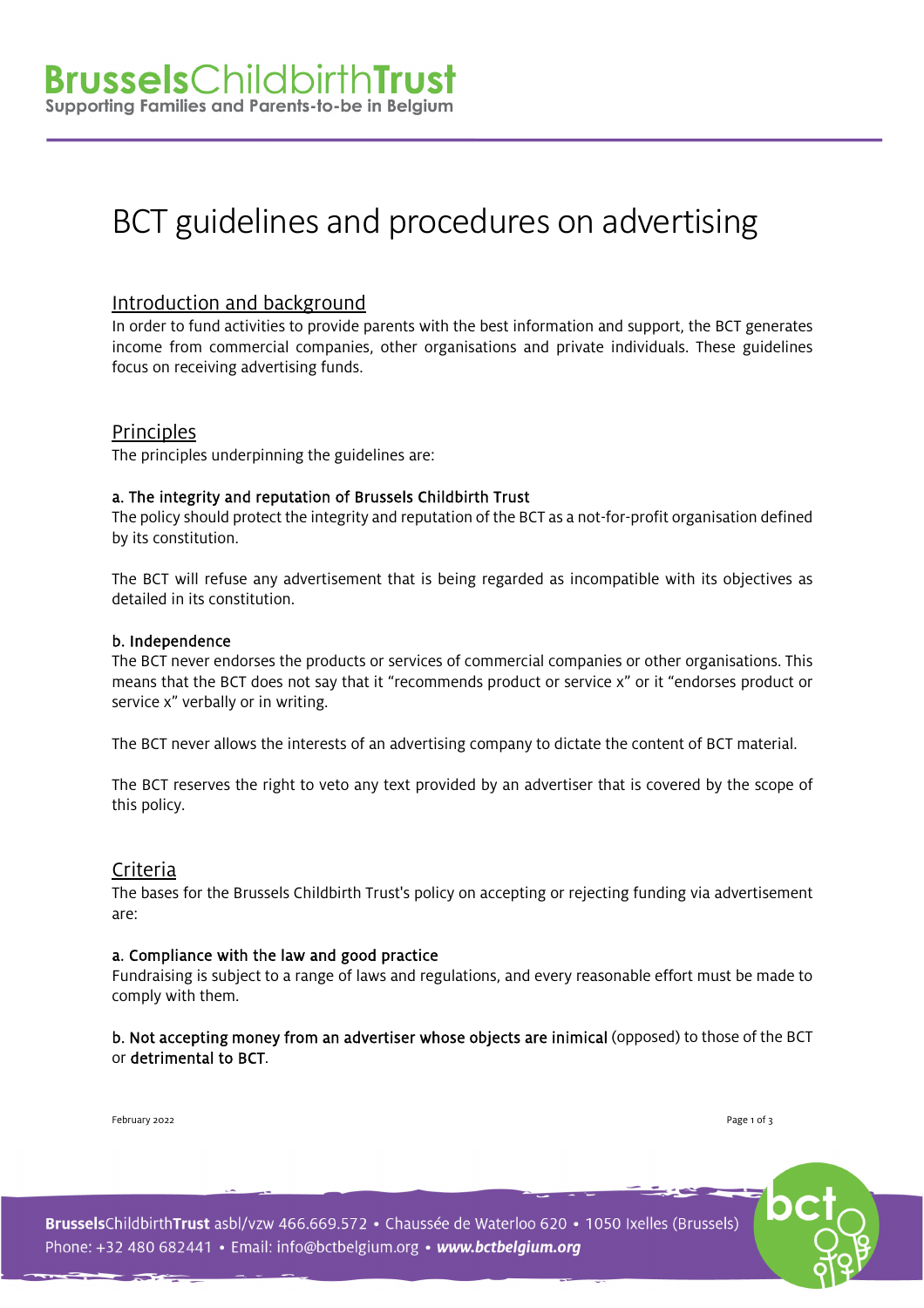# BCT guidelines and procedures on advertising

## Introduction and background

In order to fund activities to provide parents with the best information and support, the BCT generates income from commercial companies, other organisations and private individuals. These guidelines focus on receiving advertising funds.

## Principles

The principles underpinning the guidelines are:

### a. The integrity and reputation of Brussels Childbirth Trust

The policy should protect the integrity and reputation of the BCT as a not-for-profit organisation defined by its constitution.

The BCT will refuse any advertisement that is being regarded as incompatible with its objectives as detailed in its constitution.

### b. Independence

The BCT never endorses the products or services of commercial companies or other organisations. This means that the BCT does not say that it "recommends product or service x" or it "endorses product or service x" verbally or in writing.

The BCT never allows the interests of an advertising company to dictate the content of BCT material.

The BCT reserves the right to veto any text provided by an advertiser that is covered by the scope of this policy.

## Criteria

The bases for the Brussels Childbirth Trust's policy on accepting or rejecting funding via advertisement are:

### a. Compliance with the law and good practice

Fundraising is subject to a range of laws and regulations, and every reasonable effort must be made to comply with them.

**b. Not accepting money from an advertiser whose objects are inimical** (opposed) to those of the BCT or **detrimental to BCT**.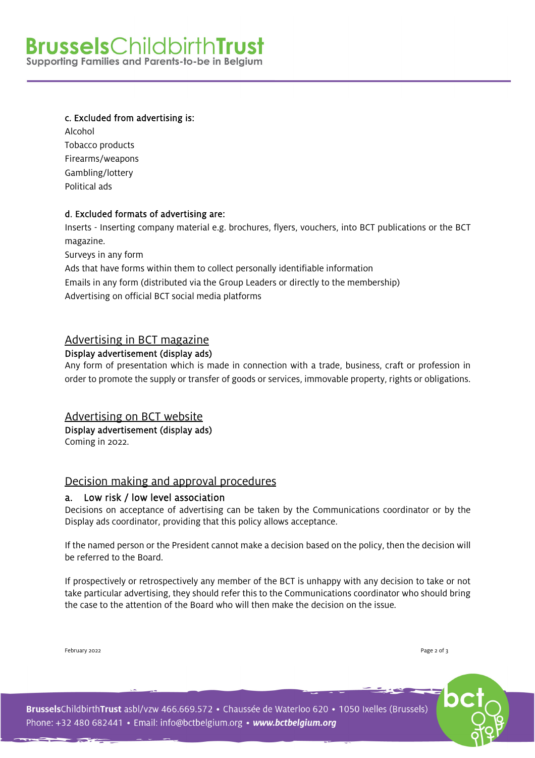c. Excluded from advertising is:

Alcohol
Tobacco products
Firearms/weapons
Gambling/lottery
Political ads

d. Excluded formats of advertising are:

Inserts - Inserting company material e.g. brochures, flyers, vouchers, into BCT publications or the BCT magazine.
Surveys in any form
Ads that have forms within them to collect personally identifiable information
Emails in any form (distributed via the Group Leaders or directly to the membership)
Advertising on official BCT social media platforms

## Advertising in BCT magazine

### Display advertisement (display ads)

Any form of presentation which is made in connection with a trade, business, craft or profession in order to promote the supply or transfer of goods or services, immovable property, rights or obligations.

## Advertising on BCT website

### Display advertisement (display ads)

Coming in 2022.

## Decision making and approval procedures

### a. Low risk / low level association

Decisions on acceptance of advertising can be taken by the Communications coordinator or by the Display ads coordinator, providing that this policy allows acceptance.

If the named person or the President cannot make a decision based on the policy, then the decision will be referred to the Board.

If prospectively or retrospectively any member of the BCT is unhappy with any decision to take or not take particular advertising, they should refer this to the Communications coordinator who should bring the case to the attention of the Board who will then make the decision on the issue.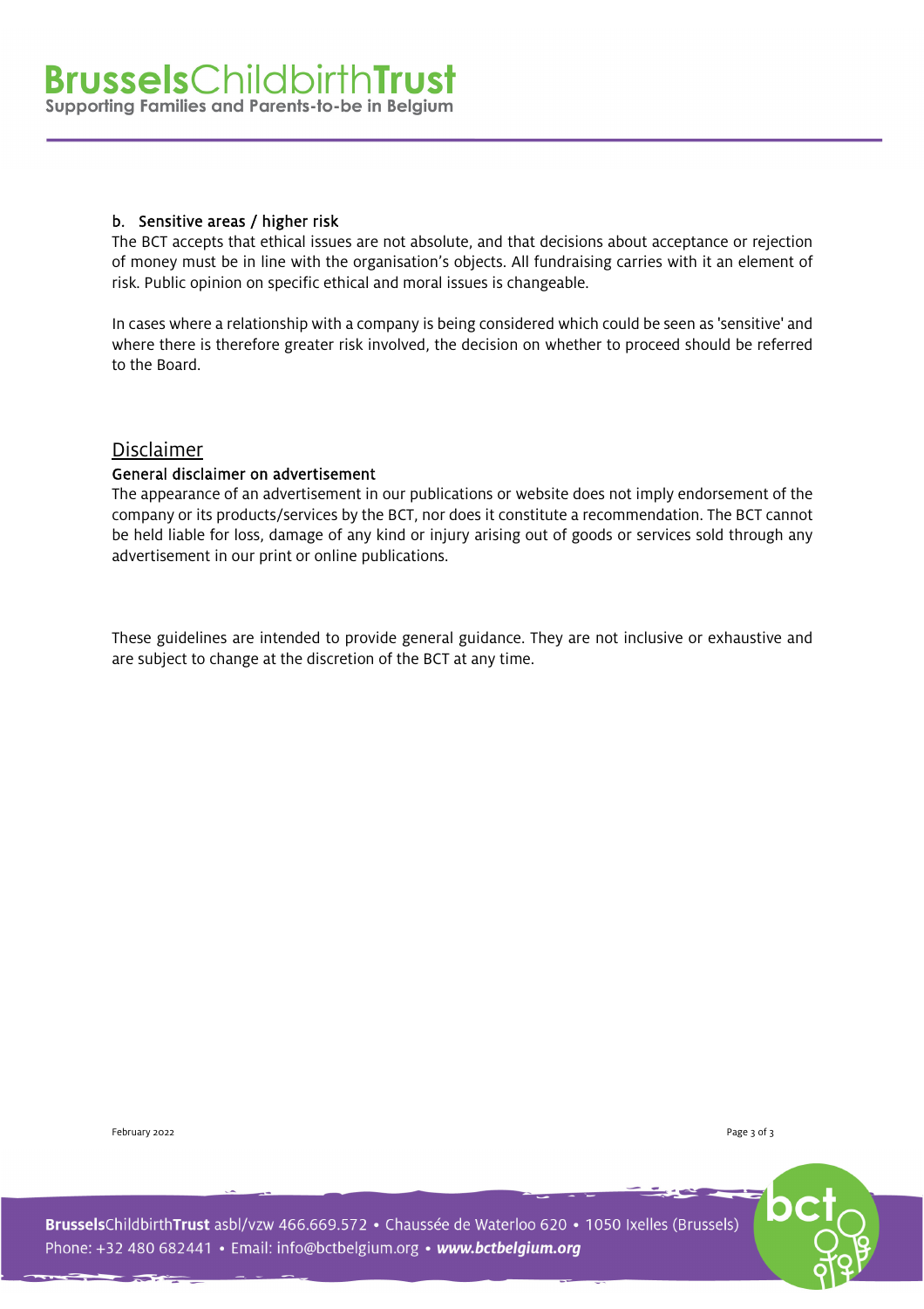### b. Sensitive areas / higher risk

The BCT accepts that ethical issues are not absolute, and that decisions about acceptance or rejection of money must be in line with the organisation's objects. All fundraising carries with it an element of risk. Public opinion on specific ethical and moral issues is changeable.

In cases where a relationship with a company is being considered which could be seen as 'sensitive' and where there is therefore greater risk involved, the decision on whether to proceed should be referred to the Board.

## Disclaimer

### General disclaimer on advertisement

The appearance of an advertisement in our publications or website does not imply endorsement of the company or its products/services by the BCT, nor does it constitute a recommendation. The BCT cannot be held liable for loss, damage of any kind or injury arising out of goods or services sold through any advertisement in our print or online publications.

These guidelines are intended to provide general guidance. They are not inclusive or exhaustive and are subject to change at the discretion of the BCT at any time.